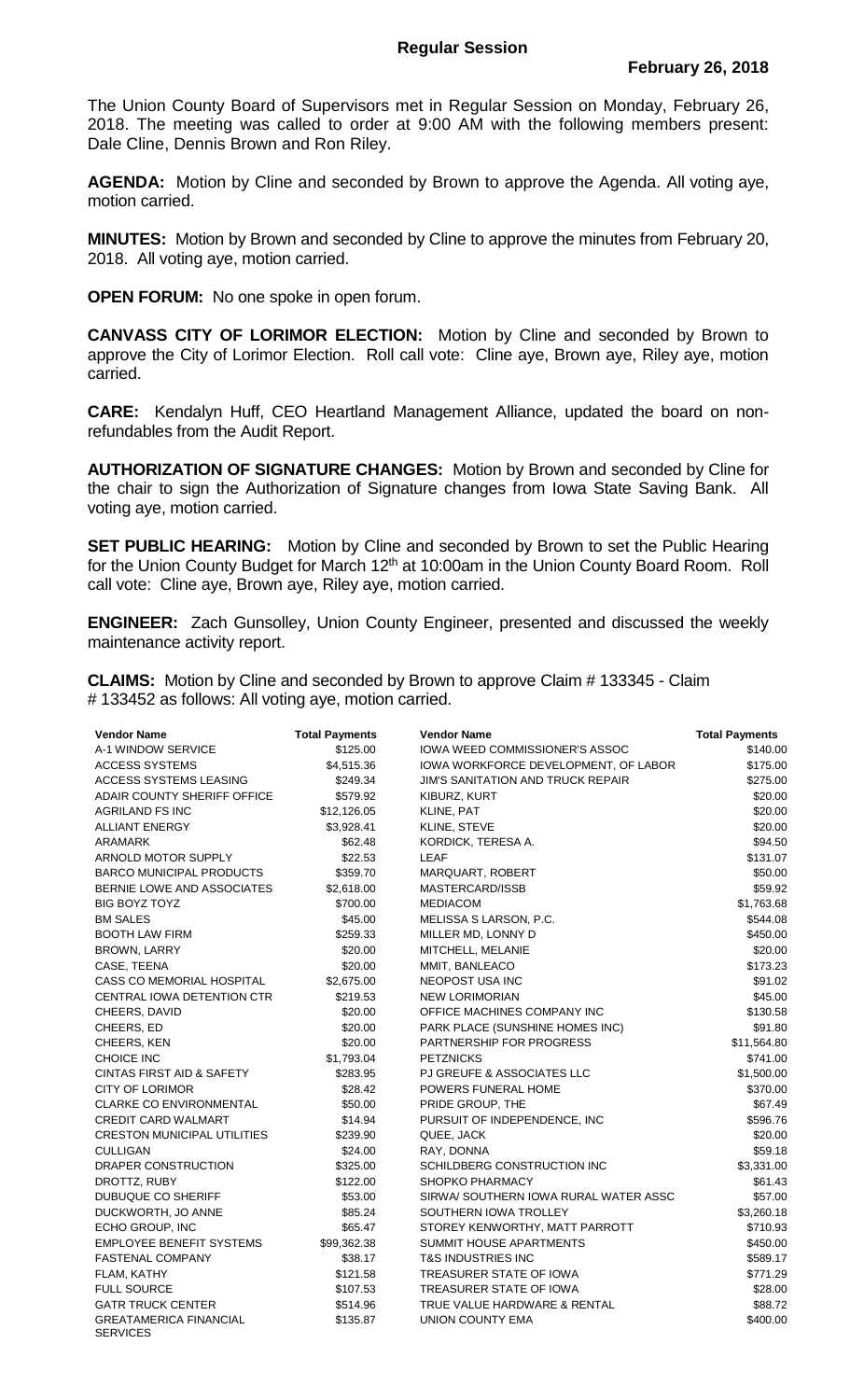## Regular Session

**February 26, 2018**

The Union County Board of Supervisors met in Regular Session on Monday, February 26, 2018. The meeting was called to order at 9:00 AM with the following members present: Dale Cline, Dennis Brown and Ron Riley.

**AGENDA:** Motion by Cline and seconded by Brown to approve the Agenda. All voting aye, motion carried.

**MINUTES:** Motion by Brown and seconded by Cline to approve the minutes from February 20, 2018. All voting aye, motion carried.

**OPEN FORUM:** No one spoke in open forum.

**CANVASS CITY OF LORIMOR ELECTION:** Motion by Cline and seconded by Brown to approve the City of Lorimor Election. Roll call vote: Cline aye, Brown aye, Riley aye, motion carried.

**CARE:** Kendalyn Huff, CEO Heartland Management Alliance, updated the board on non-refundables from the Audit Report.

**AUTHORIZATION OF SIGNATURE CHANGES:** Motion by Brown and seconded by Cline for the chair to sign the Authorization of Signature changes from Iowa State Saving Bank. All voting aye, motion carried.

**SET PUBLIC HEARING:** Motion by Cline and seconded by Brown to set the Public Hearing for the Union County Budget for March 12th at 10:00am in the Union County Board Room. Roll call vote: Cline aye, Brown aye, Riley aye, motion carried.

**ENGINEER:** Zach Gunsolley, Union County Engineer, presented and discussed the weekly maintenance activity report.

**CLAIMS:** Motion by Cline and seconded by Brown to approve Claim # 133345 - Claim # 133452 as follows: All voting aye, motion carried.

| Vendor Name | Total Payments | Vendor Name | Total Payments |
|---|---|---|---|
| A-1 WINDOW SERVICE | $125.00 | IOWA WEED COMMISSIONER'S ASSOC | $140.00 |
| ACCESS SYSTEMS | $4,515.36 | IOWA WORKFORCE DEVELOPMENT, OF LABOR | $175.00 |
| ACCESS SYSTEMS LEASING | $249.34 | JIM'S SANITATION AND TRUCK REPAIR | $275.00 |
| ADAIR COUNTY SHERIFF OFFICE | $579.92 | KIBURZ, KURT | $20.00 |
| AGRILAND FS INC | $12,126.05 | KLINE, PAT | $20.00 |
| ALLIANT ENERGY | $3,928.41 | KLINE, STEVE | $20.00 |
| ARAMARK | $62.48 | KORDICK, TERESA A. | $94.50 |
| ARNOLD MOTOR SUPPLY | $22.53 | LEAF | $131.07 |
| BARCO MUNICIPAL PRODUCTS | $359.70 | MARQUART, ROBERT | $50.00 |
| BERNIE LOWE AND ASSOCIATES | $2,618.00 | MASTERCARD/ISSB | $59.92 |
| BIG BOYZ TOYZ | $700.00 | MEDIACOM | $1,763.68 |
| BM SALES | $45.00 | MELISSA S LARSON, P.C. | $544.08 |
| BOOTH LAW FIRM | $259.33 | MILLER MD, LONNY D | $450.00 |
| BROWN, LARRY | $20.00 | MITCHELL, MELANIE | $20.00 |
| CASE, TEENA | $20.00 | MMIT, BANLEACO | $173.23 |
| CASS CO MEMORIAL HOSPITAL | $2,675.00 | NEOPOST USA INC | $91.02 |
| CENTRAL IOWA DETENTION CTR | $219.53 | NEW LORIMORIAN | $45.00 |
| CHEERS, DAVID | $20.00 | OFFICE MACHINES COMPANY INC | $130.58 |
| CHEERS, ED | $20.00 | PARK PLACE (SUNSHINE HOMES INC) | $91.80 |
| CHEERS, KEN | $20.00 | PARTNERSHIP FOR PROGRESS | $11,564.80 |
| CHOICE INC | $1,793.04 | PETZNICKS | $741.00 |
| CINTAS FIRST AID & SAFETY | $283.95 | PJ GREUFE & ASSOCIATES LLC | $1,500.00 |
| CITY OF LORIMOR | $28.42 | POWERS FUNERAL HOME | $370.00 |
| CLARKE CO ENVIRONMENTAL | $50.00 | PRIDE GROUP, THE | $67.49 |
| CREDIT CARD WALMART | $14.94 | PURSUIT OF INDEPENDENCE, INC | $596.76 |
| CRESTON MUNICIPAL UTILITIES | $239.90 | QUEE, JACK | $20.00 |
| CULLIGAN | $24.00 | RAY, DONNA | $59.18 |
| DRAPER CONSTRUCTION | $325.00 | SCHILDBERG CONSTRUCTION INC | $3,331.00 |
| DROTTZ, RUBY | $122.00 | SHOPKO PHARMACY | $61.43 |
| DUBUQUE CO SHERIFF | $53.00 | SIRWA/ SOUTHERN IOWA RURAL WATER ASSC | $57.00 |
| DUCKWORTH, JO ANNE | $85.24 | SOUTHERN IOWA TROLLEY | $3,260.18 |
| ECHO GROUP, INC | $65.47 | STOREY KENWORTHY, MATT PARROTT | $710.93 |
| EMPLOYEE BENEFIT SYSTEMS | $99,362.38 | SUMMIT HOUSE APARTMENTS | $450.00 |
| FASTENAL COMPANY | $38.17 | T&S INDUSTRIES INC | $589.17 |
| FLAM, KATHY | $121.58 | TREASURER STATE OF IOWA | $771.29 |
| FULL SOURCE | $107.53 | TREASURER STATE OF IOWA | $28.00 |
| GATR TRUCK CENTER | $514.96 | TRUE VALUE HARDWARE & RENTAL | $88.72 |
| GREATAMERICA FINANCIAL SERVICES | $135.87 | UNION COUNTY EMA | $400.00 |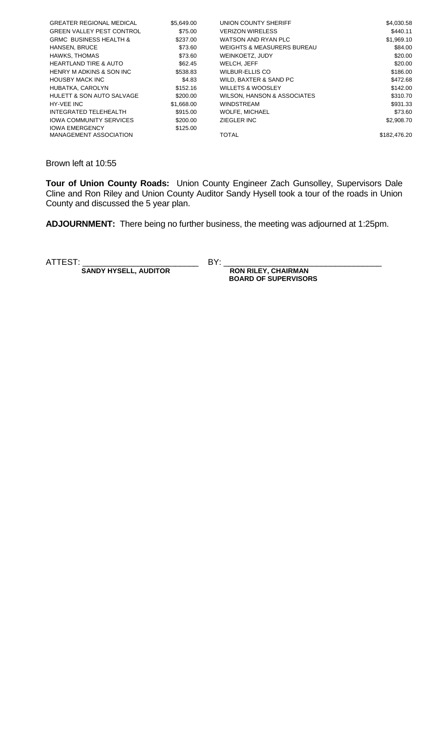| | | | |
|---|---|---|---|
| GREATER REGIONAL MEDICAL | $5,649.00 | UNION COUNTY SHERIFF | $4,030.58 |
| GREEN VALLEY PEST CONTROL | $75.00 | VERIZON WIRELESS | $440.11 |
| GRMC BUSINESS HEALTH & | $237.00 | WATSON AND RYAN PLC | $1,969.10 |
| HANSEN, BRUCE | $73.60 | WEIGHTS & MEASURERS BUREAU | $84.00 |
| HAWKS, THOMAS | $73.60 | WEINKOETZ, JUDY | $20.00 |
| HEARTLAND TIRE & AUTO | $62.45 | WELCH, JEFF | $20.00 |
| HENRY M ADKINS & SON INC | $538.83 | WILBUR-ELLIS CO | $186.00 |
| HOUSBY MACK INC | $4.83 | WILD, BAXTER & SAND PC | $472.68 |
| HUBATKA, CAROLYN | $152.16 | WILLETS & WOOSLEY | $142.00 |
| HULETT & SON AUTO SALVAGE | $200.00 | WILSON, HANSON & ASSOCIATES | $310.70 |
| HY-VEE INC | $1,668.00 | WINDSTREAM | $931.33 |
| INTEGRATED TELEHEALTH | $915.00 | WOLFE, MICHAEL | $73.60 |
| IOWA COMMUNITY SERVICES | $200.00 | ZIEGLER INC | $2,908.70 |
| IOWA EMERGENCY MANAGEMENT ASSOCIATION | $125.00 | TOTAL | $182,476.20 |

Brown left at 10:55

**Tour of Union County Roads:** Union County Engineer Zach Gunsolley, Supervisors Dale Cline and Ron Riley and Union County Auditor Sandy Hysell took a tour of the roads in Union County and discussed the 5 year plan.

**ADJOURNMENT:** There being no further business, the meeting was adjourned at 1:25pm.

ATTEST: ___________________________ BY: ___________________________________

**SANDY HYSELL, AUDITOR** **RON RILEY, CHAIRMAN**
**BOARD OF SUPERVISORS**